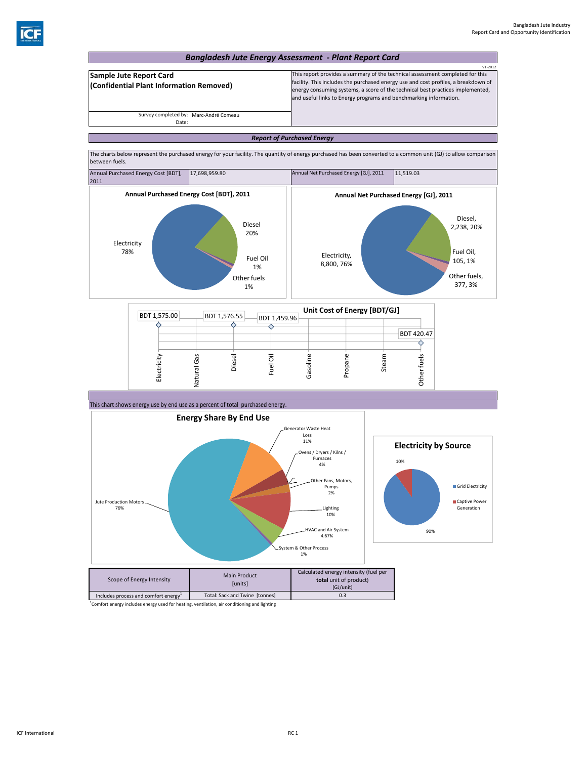# Bangladesh Jute Energy Assessment - Plant Report Card

V1-2012

**Sample Jute Report Card**
**(Confidential Plant Information Removed)**

Survey completed by: Marc-André Comeau
Date:

This report provides a summary of the technical assessment completed for this facility. This includes the purchased energy use and cost profiles, a breakdown of energy consuming systems, a score of the technical best practices implemented, and useful links to Energy programs and benchmarking information.

## Report of Purchased Energy

The charts below represent the purchased energy for your facility. The quantity of energy purchased has been converted to a common unit (GJ) to allow comparison between fuels.

| Annual Purchased Energy Cost [BDT], 2011 | 17,698,959.80 | Annual Net Purchased Energy [GJ], 2011 | 11,519.03 |
|---|---|---|---|

**Annual Purchased Energy Cost [BDT], 2011**

- Electricity 78%
- Diesel 20%
- Fuel Oil 1%
- Other fuels 1%

**Annual Net Purchased Energy [GJ], 2011**

- Electricity, 8,800, 76%
- Diesel, 2,238, 20%
- Fuel Oil, 105, 1%
- Other fuels, 377, 3%

**Unit Cost of Energy [BDT/GJ]**

| Electricity | Natural Gas | Diesel | Fuel Oil | Gasoline | Propane | Steam | Other fuels |
|---|---|---|---|---|---|---|---|
| BDT 1,575.00 | | BDT 1,576.55 | BDT 1,459.96 | | | | BDT 420.47 |

This chart shows energy use by end use as a percent of total purchased energy.

**Energy Share By End Use**

- Jute Production Motors 76%
- Generator Waste Heat Loss 11%
- Ovens / Dryers / Kilns / Furnaces 4%
- Other Fans, Motors, Pumps 2%
- Lighting 10%
- HVAC and Air System 4.67%
- System & Other Process 1%

**Electricity by Source**

- Grid Electricity 90%
- Captive Power Generation 10%

| Scope of Energy Intensity | Main Product [units] | Calculated energy intensity (fuel per **total** unit of product) [GJ/unit] |
|---|---|---|
| Includes process and comfort energy[1] | Total: Sack and Twine [tonnes] | 0.3 |

[1]Comfort energy includes energy used for heating, ventilation, air conditioning and lighting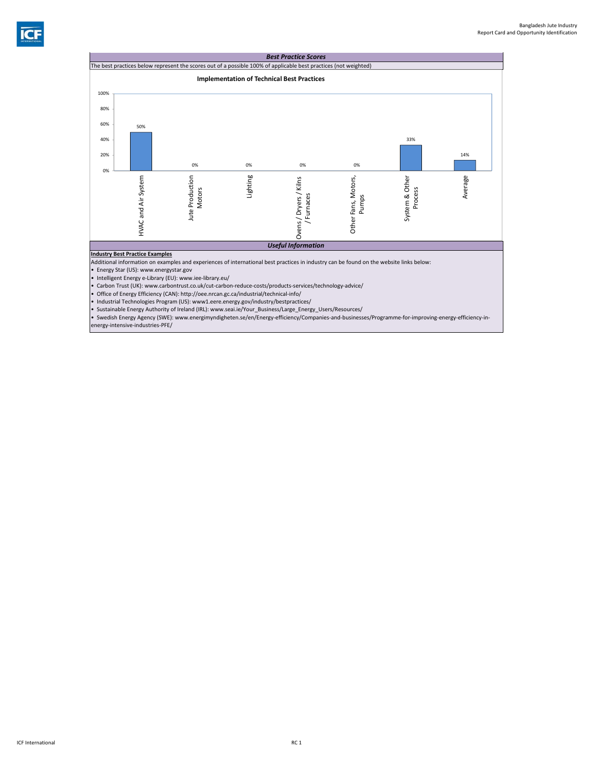## *Best Practice Scores*

The best practices below represent the scores out of a possible 100% of applicable best practices (not weighted)

**Implementation of Technical Best Practices**

| Category | Score |
|---|---|
| HVAC and Air System | 50% |
| Jute Production Motors | 0% |
| Lighting | 0% |
| Ovens / Dryers / Kilns / Furnaces | 0% |
| Other Fans, Motors, Pumps | 0% |
| System & Other Process | 33% |
| Average | 14% |

## *Useful Information*

**Industry Best Practice Examples**

Additional information on examples and experiences of international best practices in industry can be found on the website links below:

- Energy Star (US): www.energystar.gov
- Intelligent Energy e-Library (EU): www.iee-library.eu/
- Carbon Trust (UK): www.carbontrust.co.uk/cut-carbon-reduce-costs/products-services/technology-advice/
- Office of Energy Efficiency (CAN): http://oee.nrcan.gc.ca/industrial/technical-info/
- Industrial Technologies Program (US): www1.eere.energy.gov/industry/bestpractices/
- Sustainable Energy Authority of Ireland (IRL): www.seai.ie/Your_Business/Large_Energy_Users/Resources/
- Swedish Energy Agency (SWE): www.energimyndigheten.se/en/Energy-efficiency/Companies-and-businesses/Programme-for-improving-energy-efficiency-in-energy-intensive-industries-PFE/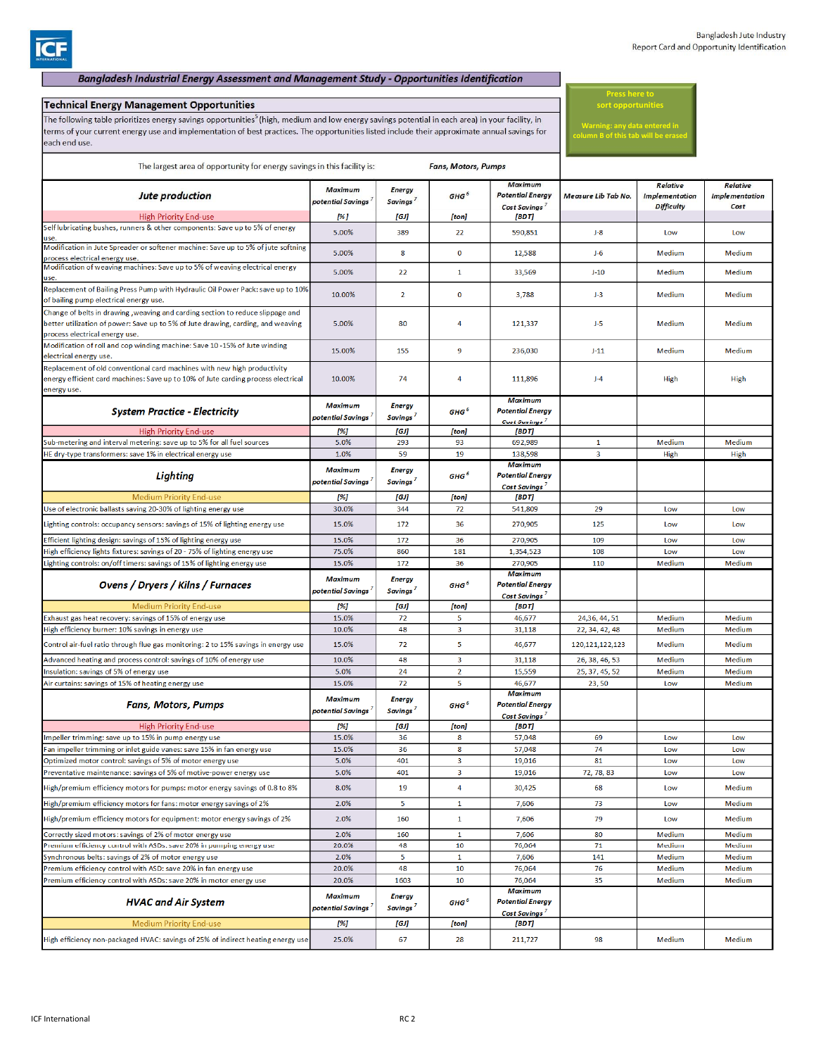## Bangladesh Industrial Energy Assessment and Management Study - Opportunities Identification

Press here to sort opportunities

Warning: any data entered in column B of this tab will be erased

### Technical Energy Management Opportunities

The following table prioritizes energy savings opportunities[5] (high, medium and low energy savings potential in each area) in your facility, in terms of your current energy use and implementation of best practices. The opportunities listed include their approximate annual savings for each end use.

The largest area of opportunity for energy savings in this facility is: **Fans, Motors, Pumps**

| Jute production | Maximum potential Savings[7] | Energy Savings[7] | GHG[6] | Maximum Potential Energy Cost Savings[7] | Measure Lib Tab No. | Relative Implementation Difficulty | Relative Implementation Cost |
|---|---|---|---|---|---|---|---|
| High Priority End-use | [%] | [GJ] | [ton] | [BDT] | | | |
| Self lubricating bushes, runners & other components: Save up to 5% of energy use. | 5.00% | 389 | 22 | 590,851 | J-8 | Low | Low |
| Modification in Jute Spreader or softener machine: Save up to 5% of jute softning process electrical energy use. | 5.00% | 8 | 0 | 12,588 | J-6 | Medium | Medium |
| Modification of weaving machines: Save up to 5% of weaving electrical energy use. | 5.00% | 22 | 1 | 33,569 | J-10 | Medium | Medium |
| Replacement of Bailing Press Pump with Hydraulic Oil Power Pack: save up to 10% of bailing pump electrical energy use. | 10.00% | 2 | 0 | 3,788 | J-3 | Medium | Medium |
| Change of belts in drawing ,weaving and carding section to reduce slippage and better utilization of power: Save up to 5% of Jute drawing, carding, and weaving process electrical energy use. | 5.00% | 80 | 4 | 121,337 | J-5 | Medium | Medium |
| Modification of roll and cop winding machine: Save 10 -15% of Jute winding electrical energy use. | 15.00% | 155 | 9 | 236,030 | J-11 | Medium | Medium |
| Replacement of old conventional card machines with new high productivity energy efficient card machines: Save up to 10% of Jute carding process electrical energy use. | 10.00% | 74 | 4 | 111,896 | J-4 | High | High |
| **System Practice - Electricity** | **Maximum potential Savings[7]** | **Energy Savings[7]** | **GHG[6]** | **Maximum Potential Energy Cost Savings[7]** | | | |
| High Priority End-use | [%] | [GJ] | [ton] | [BDT] | | | |
| Sub-metering and interval metering: save up to 5% for all fuel sources | 5.0% | 293 | 93 | 692,989 | 1 | Medium | Medium |
| HE dry-type transformers: save 1% in electrical energy use | 1.0% | 59 | 19 | 138,598 | 3 | High | High |
| **Lighting** | **Maximum potential Savings[7]** | **Energy Savings[7]** | **GHG[6]** | **Maximum Potential Energy Cost Savings[7]** | | | |
| Medium Priority End-use | [%] | [GJ] | [ton] | [BDT] | | | |
| Use of electronic ballasts saving 20-30% of lighting energy use | 30.0% | 344 | 72 | 541,809 | 29 | Low | Low |
| Lighting controls: occupancy sensors: savings of 15% of lighting energy use | 15.0% | 172 | 36 | 270,905 | 125 | Low | Low |
| Efficient lighting design: savings of 15% of lighting energy use | 15.0% | 172 | 36 | 270,905 | 109 | Low | Low |
| High efficiency lights fixtures: savings of 20 - 75% of lighting energy use | 75.0% | 860 | 181 | 1,354,523 | 108 | Low | Low |
| Lighting controls: on/off timers: savings of 15% of lighting energy use | 15.0% | 172 | 36 | 270,905 | 110 | Medium | Medium |
| **Ovens / Dryers / Kilns / Furnaces** | **Maximum potential Savings[7]** | **Energy Savings[7]** | **GHG[6]** | **Maximum Potential Energy Cost Savings[7]** | | | |
| Medium Priority End-use | [%] | [GJ] | [ton] | [BDT] | | | |
| Exhaust gas heat recovery: savings of 15% of energy use | 15.0% | 72 | 5 | 46,677 | 24,36, 44, 51 | Medium | Medium |
| High efficiency burner: 10% savings in energy use | 10.0% | 48 | 3 | 31,118 | 22, 34, 42, 48 | Medium | Medium |
| Control air-fuel ratio through flue gas monitoring: 2 to 15% savings in energy use | 15.0% | 72 | 5 | 46,677 | 120,121,122,123 | Medium | Medium |
| Advanced heating and process control: savings of 10% of energy use | 10.0% | 48 | 3 | 31,118 | 26, 38, 46, 53 | Medium | Medium |
| Insulation: savings of 5% of energy use | 5.0% | 24 | 2 | 15,559 | 25, 37, 45, 52 | Medium | Medium |
| Air curtains: savings of 15% of heating energy use | 15.0% | 72 | 5 | 46,677 | 23, 50 | Low | Medium |
| **Fans, Motors, Pumps** | **Maximum potential Savings[7]** | **Energy Savings[7]** | **GHG[6]** | **Maximum Potential Energy Cost Savings[7]** | | | |
| High Priority End-use | [%] | [GJ] | [ton] | [BDT] | | | |
| Impeller trimming: save up to 15% in pump energy use | 15.0% | 36 | 8 | 57,048 | 69 | Low | Low |
| Fan impeller trimming or inlet guide vanes: save 15% in fan energy use | 15.0% | 36 | 8 | 57,048 | 74 | Low | Low |
| Optimized motor control: savings of 5% of motor energy use | 5.0% | 401 | 3 | 19,016 | 81 | Low | Low |
| Preventative maintenance: savings of 5% of motive-power energy use | 5.0% | 401 | 3 | 19,016 | 72, 78, 83 | Low | Low |
| High/premium efficiency motors for pumps: motor energy savings of 0.8 to 8% | 8.0% | 19 | 4 | 30,425 | 68 | Low | Medium |
| High/premium efficiency motors for fans: motor energy savings of 2% | 2.0% | 5 | 1 | 7,606 | 73 | Low | Medium |
| High/premium efficiency motors for equipment: motor energy savings of 2% | 2.0% | 160 | 1 | 7,606 | 79 | Low | Medium |
| Correctly sized motors: savings of 2% of motor energy use | 2.0% | 160 | 1 | 7,606 | 80 | Medium | Medium |
| Premium efficiency control with ASDs: save 20% in pumping energy use | 20.0% | 48 | 10 | 76,064 | 71 | Medium | Medium |
| Synchronous belts: savings of 2% of motor energy use | 2.0% | 5 | 1 | 7,606 | 141 | Medium | Medium |
| Premium efficiency control with ASD: save 20% in fan energy use | 20.0% | 48 | 10 | 76,064 | 76 | Medium | Medium |
| Premium efficiency control with ASDs: save 20% in motor energy use | 20.0% | 1603 | 10 | 76,064 | 35 | Medium | Medium |
| **HVAC and Air System** | **Maximum potential Savings[7]** | **Energy Savings[7]** | **GHG[6]** | **Maximum Potential Energy Cost Savings[7]** | | | |
| Medium Priority End-use | [%] | [GJ] | [ton] | [BDT] | | | |
| High efficiency non-packaged HVAC: savings of 25% of indirect heating energy use | 25.0% | 67 | 28 | 211,727 | 98 | Medium | Medium |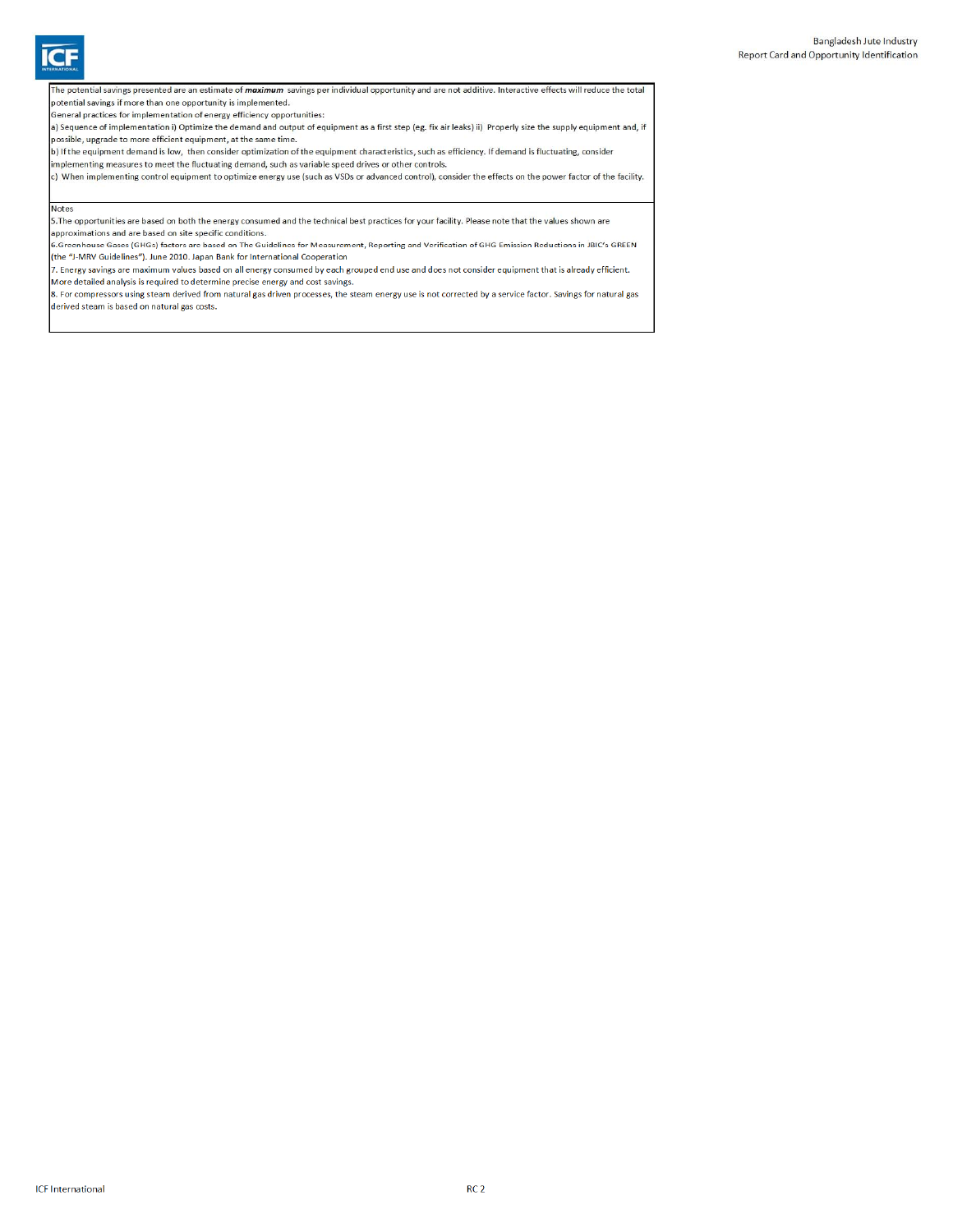The potential savings presented are an estimate of ***maximum*** savings per individual opportunity and are not additive. Interactive effects will reduce the total potential savings if more than one opportunity is implemented.

General practices for implementation of energy efficiency opportunities:

a) Sequence of implementation i) Optimize the demand and output of equipment as a first step (eg. fix air leaks) ii) Properly size the supply equipment and, if possible, upgrade to more efficient equipment, at the same time.

b) If the equipment demand is low, then consider optimization of the equipment characteristics, such as efficiency. If demand is fluctuating, consider implementing measures to meet the fluctuating demand, such as variable speed drives or other controls.

c) When implementing control equipment to optimize energy use (such as VSDs or advanced control), consider the effects on the power factor of the facility.

Notes

5.The opportunities are based on both the energy consumed and the technical best practices for your facility. Please note that the values shown are approximations and are based on site specific conditions.

6.Greenhouse Gases (GHGs) factors are based on The Guidelines for Measurement, Reporting and Verification of GHG Emission Reductions in JBIC's GREEN (the "J-MRV Guidelines"). June 2010. Japan Bank for International Cooperation

7. Energy savings are maximum values based on all energy consumed by each grouped end use and does not consider equipment that is already efficient. More detailed analysis is required to determine precise energy and cost savings.

8. For compressors using steam derived from natural gas driven processes, the steam energy use is not corrected by a service factor. Savings for natural gas derived steam is based on natural gas costs.